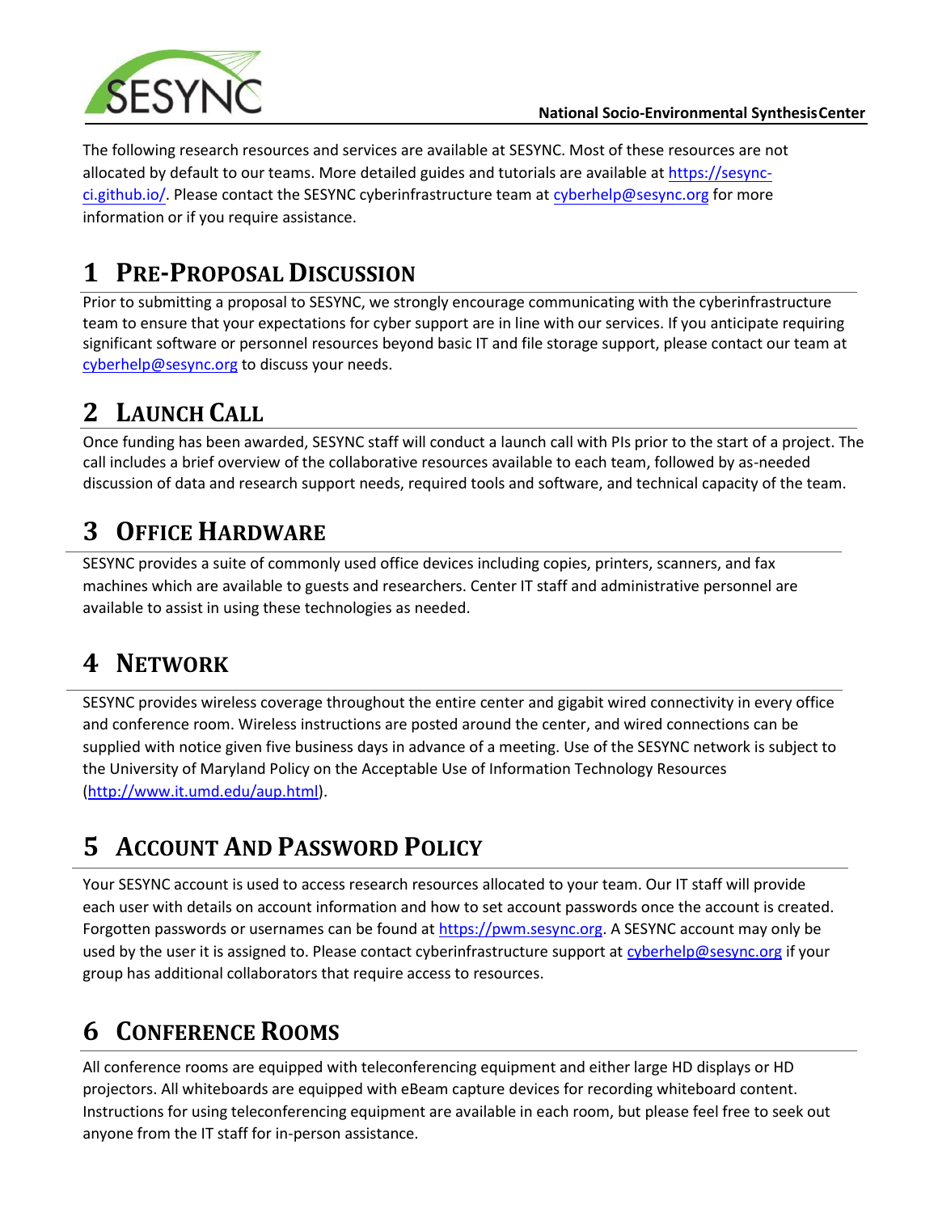SESYNC

National Socio-Environmental Synthesis Center

The following research resources and services are available at SESYNC. Most of these resources are not allocated by default to our teams. More detailed guides and tutorials are available at https://sesync-ci.github.io/. Please contact the SESYNC cyberinfrastructure team at cyberhelp@sesync.org for more information or if you require assistance.

# 1 Pre-Proposal Discussion

Prior to submitting a proposal to SESYNC, we strongly encourage communicating with the cyberinfrastructure team to ensure that your expectations for cyber support are in line with our services. If you anticipate requiring significant software or personnel resources beyond basic IT and file storage support, please contact our team at cyberhelp@sesync.org to discuss your needs.

# 2 Launch Call

Once funding has been awarded, SESYNC staff will conduct a launch call with PIs prior to the start of a project. The call includes a brief overview of the collaborative resources available to each team, followed by as-needed discussion of data and research support needs, required tools and software, and technical capacity of the team.

# 3 Office Hardware

SESYNC provides a suite of commonly used office devices including copies, printers, scanners, and fax machines which are available to guests and researchers. Center IT staff and administrative personnel are available to assist in using these technologies as needed.

# 4 Network

SESYNC provides wireless coverage throughout the entire center and gigabit wired connectivity in every office and conference room. Wireless instructions are posted around the center, and wired connections can be supplied with notice given five business days in advance of a meeting. Use of the SESYNC network is subject to the University of Maryland Policy on the Acceptable Use of Information Technology Resources (http://www.it.umd.edu/aup.html).

# 5 Account And Password Policy

Your SESYNC account is used to access research resources allocated to your team. Our IT staff will provide each user with details on account information and how to set account passwords once the account is created. Forgotten passwords or usernames can be found at https://pwm.sesync.org. A SESYNC account may only be used by the user it is assigned to. Please contact cyberinfrastructure support at cyberhelp@sesync.org if your group has additional collaborators that require access to resources.

# 6 Conference Rooms

All conference rooms are equipped with teleconferencing equipment and either large HD displays or HD projectors. All whiteboards are equipped with eBeam capture devices for recording whiteboard content. Instructions for using teleconferencing equipment are available in each room, but please feel free to seek out anyone from the IT staff for in-person assistance.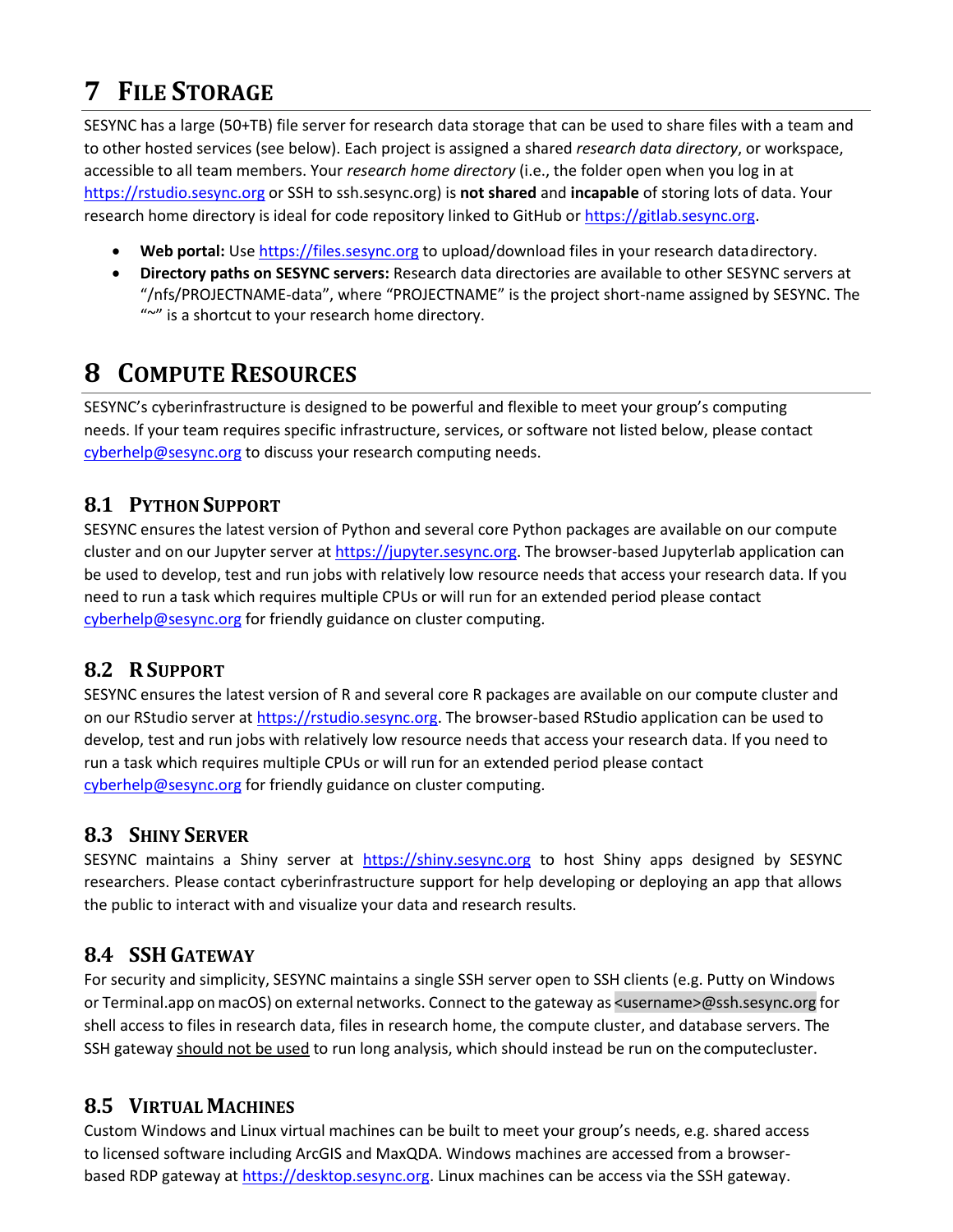# 7 File Storage

SESYNC has a large (50+TB) file server for research data storage that can be used to share files with a team and to other hosted services (see below). Each project is assigned a shared *research data directory*, or workspace, accessible to all team members. Your *research home directory* (i.e., the folder open when you log in at https://rstudio.sesync.org or SSH to ssh.sesync.org) is **not shared** and **incapable** of storing lots of data. Your research home directory is ideal for code repository linked to GitHub or https://gitlab.sesync.org.

- **Web portal:** Use https://files.sesync.org to upload/download files in your research data directory.
- **Directory paths on SESYNC servers:** Research data directories are available to other SESYNC servers at "/nfs/PROJECTNAME-data", where "PROJECTNAME" is the project short-name assigned by SESYNC. The "~" is a shortcut to your research home directory.

# 8 Compute Resources

SESYNC's cyberinfrastructure is designed to be powerful and flexible to meet your group's computing needs. If your team requires specific infrastructure, services, or software not listed below, please contact cyberhelp@sesync.org to discuss your research computing needs.

## 8.1 Python Support

SESYNC ensures the latest version of Python and several core Python packages are available on our compute cluster and on our Jupyter server at https://jupyter.sesync.org. The browser-based Jupyterlab application can be used to develop, test and run jobs with relatively low resource needs that access your research data. If you need to run a task which requires multiple CPUs or will run for an extended period please contact cyberhelp@sesync.org for friendly guidance on cluster computing.

## 8.2 R Support

SESYNC ensures the latest version of R and several core R packages are available on our compute cluster and on our RStudio server at https://rstudio.sesync.org. The browser-based RStudio application can be used to develop, test and run jobs with relatively low resource needs that access your research data. If you need to run a task which requires multiple CPUs or will run for an extended period please contact cyberhelp@sesync.org for friendly guidance on cluster computing.

## 8.3 Shiny Server

SESYNC maintains a Shiny server at https://shiny.sesync.org to host Shiny apps designed by SESYNC researchers. Please contact cyberinfrastructure support for help developing or deploying an app that allows the public to interact with and visualize your data and research results.

## 8.4 SSH Gateway

For security and simplicity, SESYNC maintains a single SSH server open to SSH clients (e.g. Putty on Windows or Terminal.app on macOS) on external networks. Connect to the gateway as `<username>@ssh.sesync.org` for shell access to files in research data, files in research home, the compute cluster, and database servers. The SSH gateway should not be used to run long analysis, which should instead be run on the compute cluster.

## 8.5 Virtual Machines

Custom Windows and Linux virtual machines can be built to meet your group's needs, e.g. shared access to licensed software including ArcGIS and MaxQDA. Windows machines are accessed from a browser-based RDP gateway at https://desktop.sesync.org. Linux machines can be access via the SSH gateway.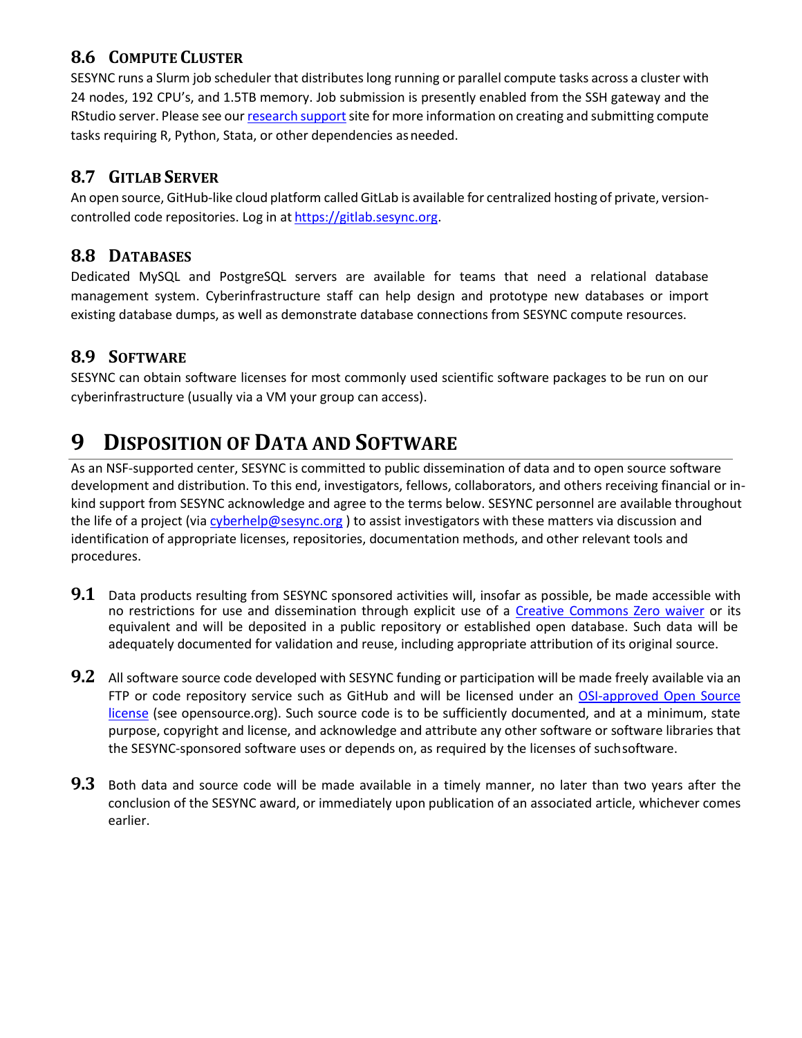### 8.6 Compute Cluster

SESYNC runs a Slurm job scheduler that distributes long running or parallel compute tasks across a cluster with 24 nodes, 192 CPU's, and 1.5TB memory. Job submission is presently enabled from the SSH gateway and the RStudio server. Please see our research support site for more information on creating and submitting compute tasks requiring R, Python, Stata, or other dependencies as needed.

### 8.7 GitLab Server

An open source, GitHub-like cloud platform called GitLab is available for centralized hosting of private, version-controlled code repositories. Log in at https://gitlab.sesync.org.

### 8.8 Databases

Dedicated MySQL and PostgreSQL servers are available for teams that need a relational database management system. Cyberinfrastructure staff can help design and prototype new databases or import existing database dumps, as well as demonstrate database connections from SESYNC compute resources.

### 8.9 Software

SESYNC can obtain software licenses for most commonly used scientific software packages to be run on our cyberinfrastructure (usually via a VM your group can access).

## 9 Disposition of Data and Software

As an NSF-supported center, SESYNC is committed to public dissemination of data and to open source software development and distribution. To this end, investigators, fellows, collaborators, and others receiving financial or in-kind support from SESYNC acknowledge and agree to the terms below. SESYNC personnel are available throughout the life of a project (via cyberhelp@sesync.org ) to assist investigators with these matters via discussion and identification of appropriate licenses, repositories, documentation methods, and other relevant tools and procedures.

**9.1** Data products resulting from SESYNC sponsored activities will, insofar as possible, be made accessible with no restrictions for use and dissemination through explicit use of a Creative Commons Zero waiver or its equivalent and will be deposited in a public repository or established open database. Such data will be adequately documented for validation and reuse, including appropriate attribution of its original source.

**9.2** All software source code developed with SESYNC funding or participation will be made freely available via an FTP or code repository service such as GitHub and will be licensed under an OSI-approved Open Source license (see opensource.org). Such source code is to be sufficiently documented, and at a minimum, state purpose, copyright and license, and acknowledge and attribute any other software or software libraries that the SESYNC-sponsored software uses or depends on, as required by the licenses of such software.

**9.3** Both data and source code will be made available in a timely manner, no later than two years after the conclusion of the SESYNC award, or immediately upon publication of an associated article, whichever comes earlier.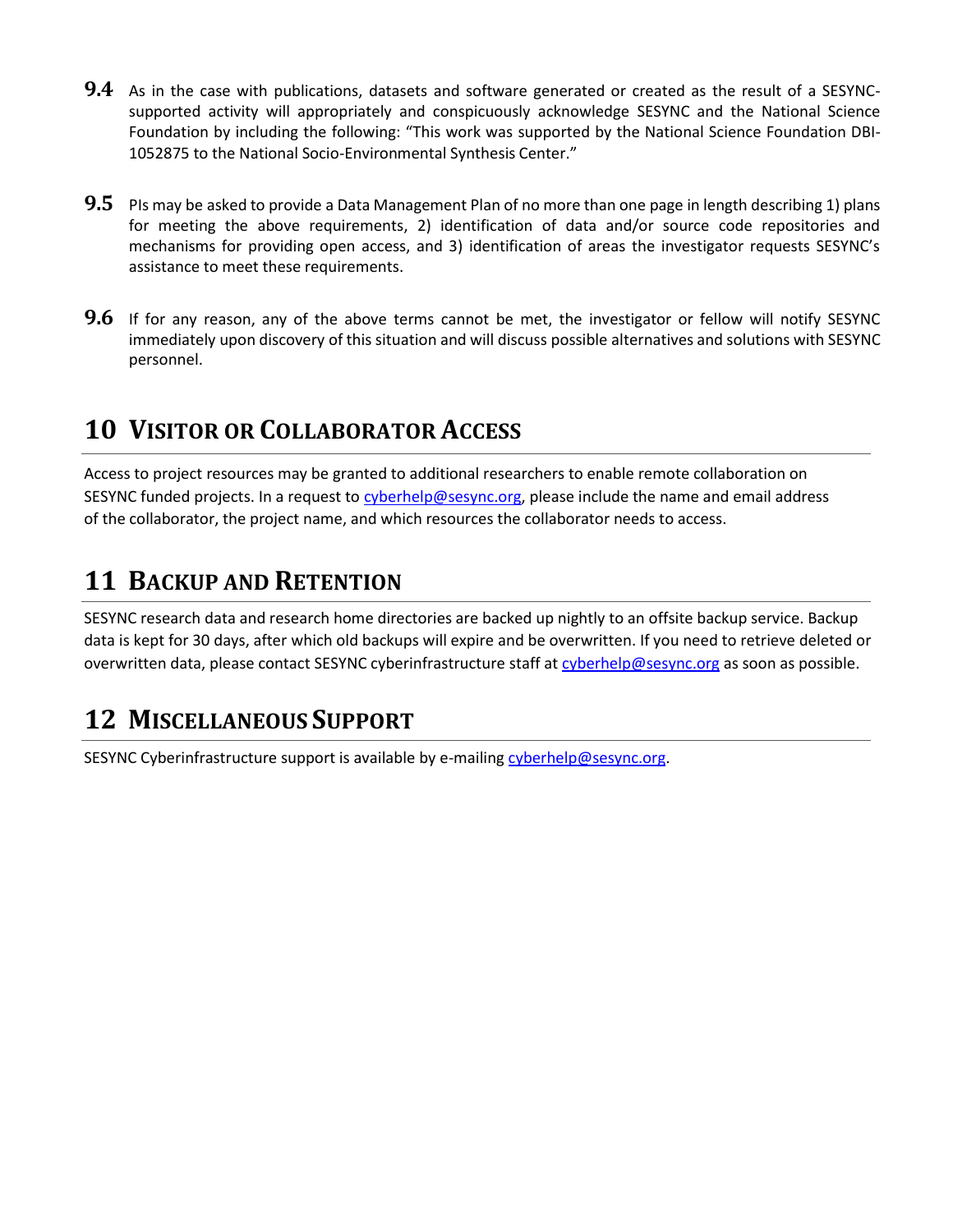**9.4** As in the case with publications, datasets and software generated or created as the result of a SESYNC-supported activity will appropriately and conspicuously acknowledge SESYNC and the National Science Foundation by including the following: “This work was supported by the National Science Foundation DBI-1052875 to the National Socio-Environmental Synthesis Center.”

**9.5** PIs may be asked to provide a Data Management Plan of no more than one page in length describing 1) plans for meeting the above requirements, 2) identification of data and/or source code repositories and mechanisms for providing open access, and 3) identification of areas the investigator requests SESYNC’s assistance to meet these requirements.

**9.6** If for any reason, any of the above terms cannot be met, the investigator or fellow will notify SESYNC immediately upon discovery of this situation and will discuss possible alternatives and solutions with SESYNC personnel.

# 10 Visitor or Collaborator Access

Access to project resources may be granted to additional researchers to enable remote collaboration on SESYNC funded projects. In a request to cyberhelp@sesync.org, please include the name and email address of the collaborator, the project name, and which resources the collaborator needs to access.

# 11 Backup and Retention

SESYNC research data and research home directories are backed up nightly to an offsite backup service. Backup data is kept for 30 days, after which old backups will expire and be overwritten. If you need to retrieve deleted or overwritten data, please contact SESYNC cyberinfrastructure staff at cyberhelp@sesync.org as soon as possible.

# 12 Miscellaneous Support

SESYNC Cyberinfrastructure support is available by e-mailing cyberhelp@sesync.org.